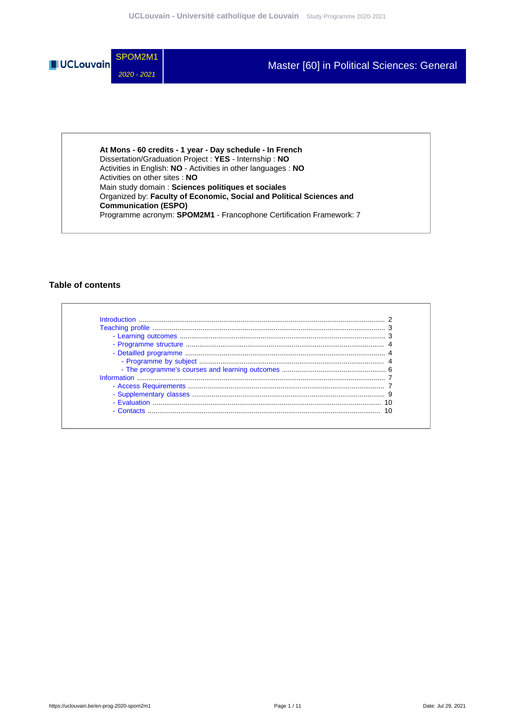# SPOM2M1

*2020 - 2021*

# Master [60] in Political Sciences: General

**At Mons - 60 credits - 1 year - Day schedule - In French**
Dissertation/Graduation Project : **YES** - Internship : **NO**
Activities in English: **NO** - Activities in other languages : **NO**
Activities on other sites : **NO**
Main study domain : **Sciences politiques et sociales**
Organized by: **Faculty of Economic, Social and Political Sciences and Communication (ESPO)**
Programme acronym: **SPOM2M1** - Francophone Certification Framework: 7

## Table of contents

- Introduction ..... 2
- Teaching profile ..... 3
  - Learning outcomes ..... 3
  - Programme structure ..... 4
  - Detailled programme ..... 4
    - Programme by subject ..... 4
    - The programme's courses and learning outcomes ..... 6
- Information ..... 7
  - Access Requirements ..... 7
  - Supplementary classes ..... 9
  - Evaluation ..... 10
  - Contacts ..... 10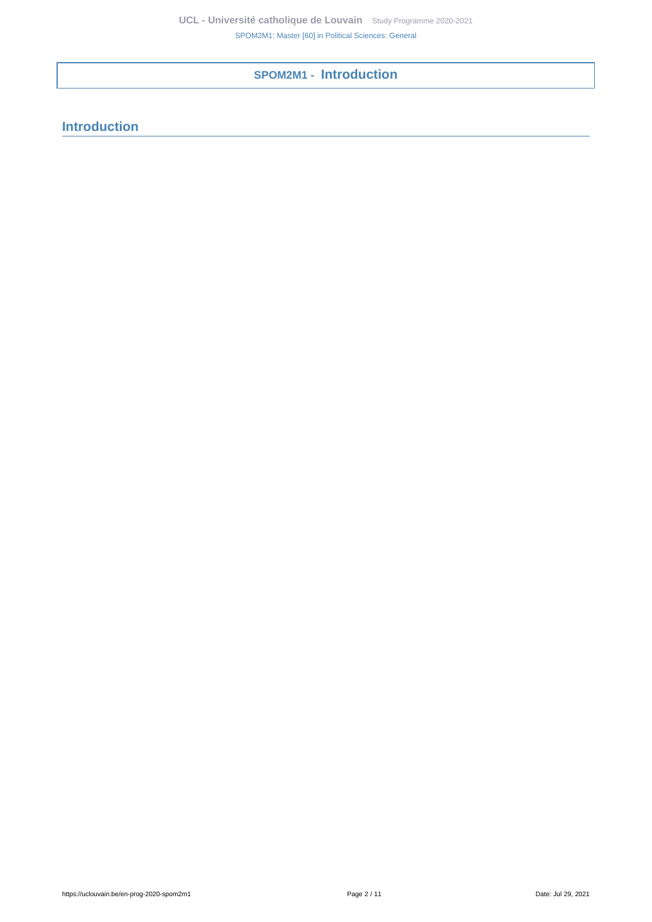# SPOM2M1 - Introduction

## Introduction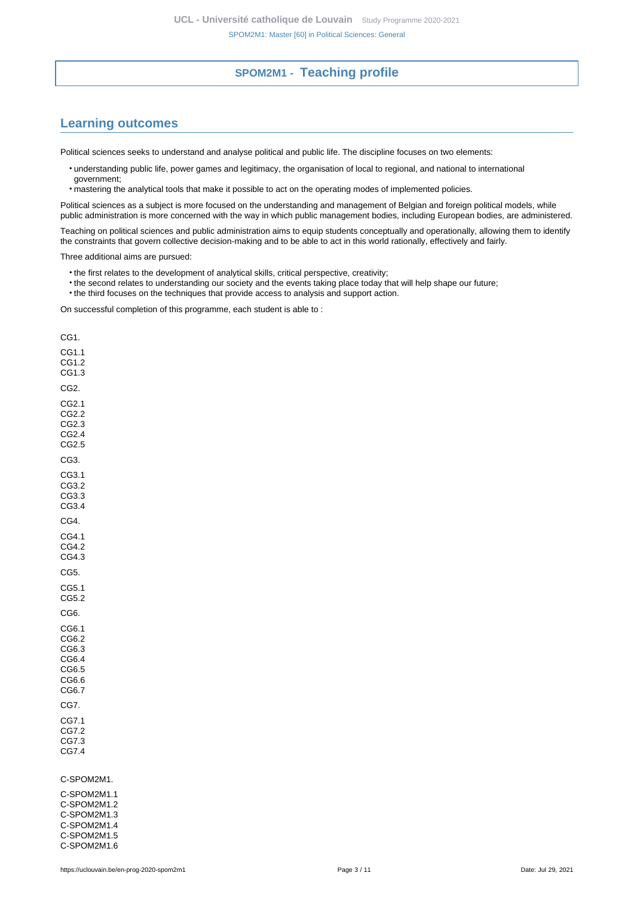# SPOM2M1 - Teaching profile

## Learning outcomes

Political sciences seeks to understand and analyse political and public life. The discipline focuses on two elements:

- understanding public life, power games and legitimacy, the organisation of local to regional, and national to international government;
- mastering the analytical tools that make it possible to act on the operating modes of implemented policies.

Political sciences as a subject is more focused on the understanding and management of Belgian and foreign political models, while public administration is more concerned with the way in which public management bodies, including European bodies, are administered.

Teaching on political sciences and public administration aims to equip students conceptually and operationally, allowing them to identify the constraints that govern collective decision-making and to be able to act in this world rationally, effectively and fairly.

Three additional aims are pursued:

- the first relates to the development of analytical skills, critical perspective, creativity;
- the second relates to understanding our society and the events taking place today that will help shape our future;
- the third focuses on the techniques that provide access to analysis and support action.

On successful completion of this programme, each student is able to :

CG1.

CG1.1
CG1.2
CG1.3

CG2.

CG2.1
CG2.2
CG2.3
CG2.4
CG2.5

CG3.

CG3.1
CG3.2
CG3.3
CG3.4

CG4.

CG4.1
CG4.2
CG4.3

CG5.

CG5.1
CG5.2

CG6.

CG6.1
CG6.2
CG6.3
CG6.4
CG6.5
CG6.6
CG6.7

CG7.

CG7.1
CG7.2
CG7.3
CG7.4

C-SPOM2M1.

C-SPOM2M1.1
C-SPOM2M1.2
C-SPOM2M1.3
C-SPOM2M1.4
C-SPOM2M1.5
C-SPOM2M1.6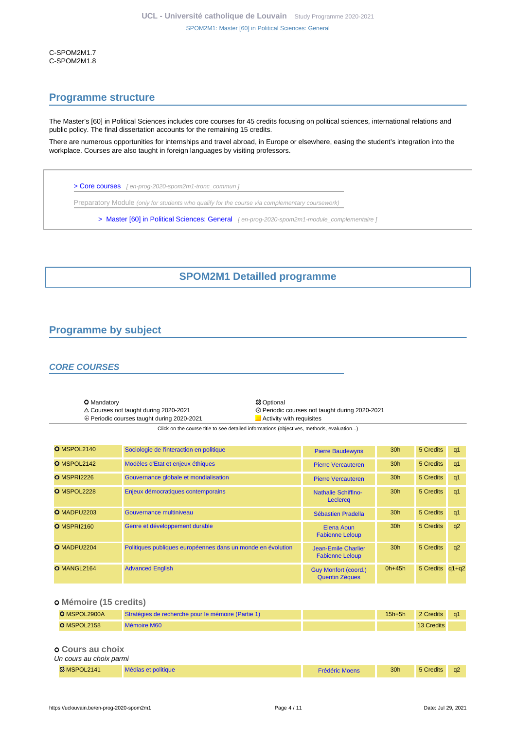C-SPOM2M1.7
C-SPOM2M1.8

## Programme structure

The Master's [60] in Political Sciences includes core courses for 45 credits focusing on political sciences, international relations and public policy. The final dissertation accounts for the remaining 15 credits.

There are numerous opportunities for internships and travel abroad, in Europe or elsewhere, easing the student's integration into the workplace. Courses are also taught in foreign languages by visiting professors.

> Core courses [ en-prog-2020-spom2m1-tronc_commun ]

Preparatory Module *(only for students who qualify for the course via complementary coursework)*

> Master [60] in Political Sciences: General [ en-prog-2020-spom2m1-module_complementaire ]

# SPOM2M1 Detailled programme

## Programme by subject

### *CORE COURSES*

- O Mandatory
- ⛝ Optional
- △ Courses not taught during 2020-2021
- ⊘ Periodic courses not taught during 2020-2021
- ⊕ Periodic courses taught during 2020-2021
- ■ Activity with requisites

Click on the course title to see detailed informations (objectives, methods, evaluation...)

| Code | Course | Teacher(s) | Hours | Credits | Term |
|---|---|---|---|---|---|
| O MSPOL2140 | Sociologie de l'interaction en politique | Pierre Baudewyns | 30h | 5 Credits | q1 |
| O MSPOL2142 | Modèles d'Etat et enjeux éthiques | Pierre Vercauteren | 30h | 5 Credits | q1 |
| O MSPRI2226 | Gouvernance globale et mondialisation | Pierre Vercauteren | 30h | 5 Credits | q1 |
| O MSPOL2228 | Enjeux démocratiques contemporains | Nathalie Schiffino-Leclercq | 30h | 5 Credits | q1 |
| O MADPU2203 | Gouvernance multiniveau | Sébastien Pradella | 30h | 5 Credits | q1 |
| O MSPRI2160 | Genre et développement durable | Elena Aoun, Fabienne Leloup | 30h | 5 Credits | q2 |
| O MADPU2204 | Politiques publiques européennes dans un monde en évolution | Jean-Emile Charlier, Fabienne Leloup | 30h | 5 Credits | q2 |
| O MANGL2164 | Advanced English | Guy Monfort (coord.), Quentin Zèques | 0h+45h | 5 Credits | q1+q2 |

#### o Mémoire (15 credits)

| Code | Course | Teacher(s) | Hours | Credits | Term |
|---|---|---|---|---|---|
| O MSPOL2900A | Stratégies de recherche pour le mémoire (Partie 1) | | 15h+5h | 2 Credits | q1 |
| O MSPOL2158 | Mémoire M60 | | | 13 Credits | |

#### o Cours au choix

*Un cours au choix parmi*

| Code | Course | Teacher(s) | Hours | Credits | Term |
|---|---|---|---|---|---|
| ⛝ MSPOL2141 | Médias et politique | Frédéric Moens | 30h | 5 Credits | q2 |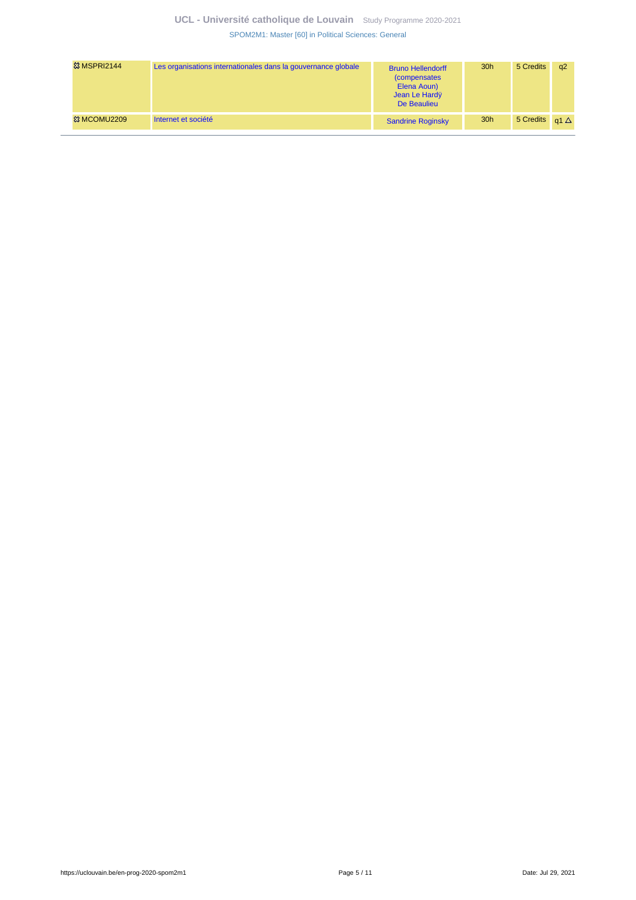| | | | | | |
|---|---|---|---|---|---|
| ⯐ MSPRI2144 | Les organisations internationales dans la gouvernance globale | Bruno Hellendorff (compensates Elena Aoun) Jean Le Hardÿ De Beaulieu | 30h | 5 Credits | q2 |
| ⯐ MCOMU2209 | Internet et société | Sandrine Roginsky | 30h | 5 Credits | q1 △ |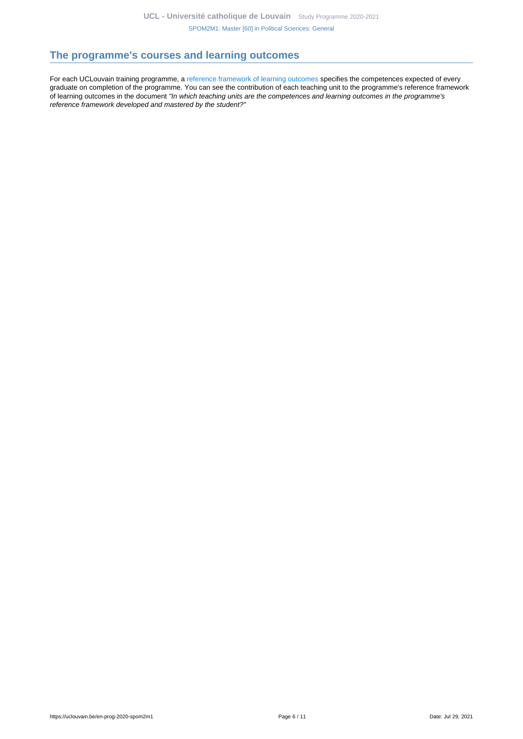## The programme's courses and learning outcomes

For each UCLouvain training programme, a reference framework of learning outcomes specifies the competences expected of every graduate on completion of the programme. You can see the contribution of each teaching unit to the programme's reference framework of learning outcomes in the document *"In which teaching units are the competences and learning outcomes in the programme's reference framework developed and mastered by the student?"*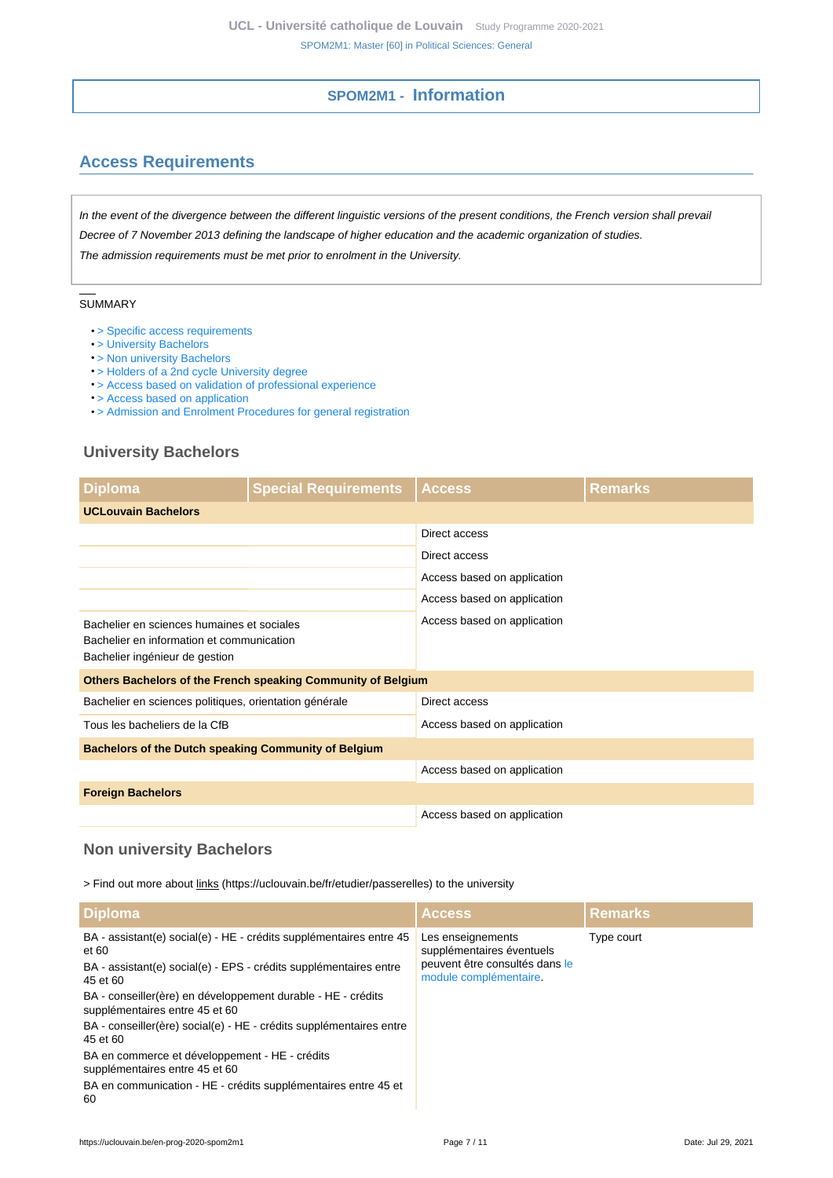## SPOM2M1 - Information

## Access Requirements

*In the event of the divergence between the different linguistic versions of the present conditions, the French version shall prevail*

*Decree of 7 November 2013 defining the landscape of higher education and the academic organization of studies.*

*The admission requirements must be met prior to enrolment in the University.*

SUMMARY

- > Specific access requirements
- > University Bachelors
- > Non university Bachelors
- > Holders of a 2nd cycle University degree
- > Access based on validation of professional experience
- > Access based on application
- > Admission and Enrolment Procedures for general registration

### University Bachelors

| Diploma | Special Requirements | Access | Remarks |
|---|---|---|---|
| **UCLouvain Bachelors** | | | |
| | | Direct access | |
| | | Direct access | |
| | | Access based on application | |
| | | Access based on application | |
| Bachelier en sciences humaines et sociales<br>Bachelier en information et communication<br>Bachelier ingénieur de gestion | | Access based on application | |
| **Others Bachelors of the French speaking Community of Belgium** | | | |
| Bachelier en sciences politiques, orientation générale | | Direct access | |
| Tous les bacheliers de la CfB | | Access based on application | |
| **Bachelors of the Dutch speaking Community of Belgium** | | | |
| | | Access based on application | |
| **Foreign Bachelors** | | | |
| | | Access based on application | |

### Non university Bachelors

> Find out more about links (https://uclouvain.be/fr/etudier/passerelles) to the university

| Diploma | Access | Remarks |
|---|---|---|
| BA - assistant(e) social(e) - HE - crédits supplémentaires entre 45 et 60<br>BA - assistant(e) social(e) - EPS - crédits supplémentaires entre 45 et 60<br>BA - conseiller(ère) en développement durable - HE - crédits supplémentaires entre 45 et 60<br>BA - conseiller(ère) social(e) - HE - crédits supplémentaires entre 45 et 60<br>BA en commerce et développement - HE - crédits supplémentaires entre 45 et 60<br>BA en communication - HE - crédits supplémentaires entre 45 et 60 | Les enseignements supplémentaires éventuels peuvent être consultés dans le module complémentaire. | Type court |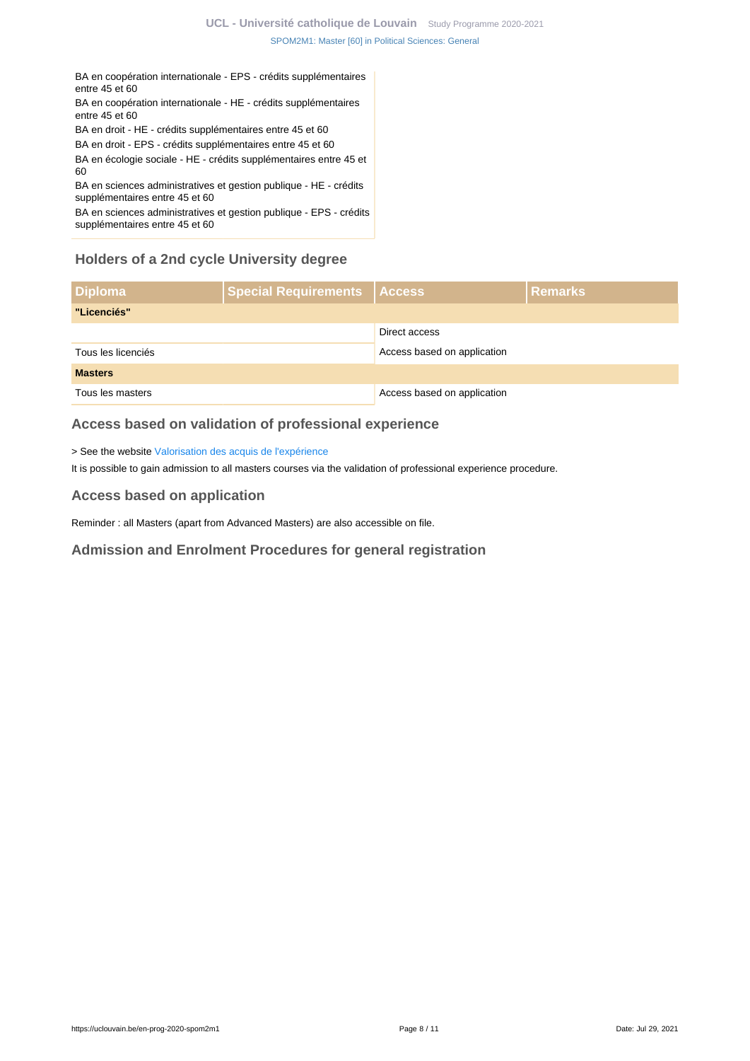| |
|---|
| BA en coopération internationale - EPS - crédits supplémentaires entre 45 et 60 |
| BA en coopération internationale - HE - crédits supplémentaires entre 45 et 60 |
| BA en droit - HE - crédits supplémentaires entre 45 et 60 |
| BA en droit - EPS - crédits supplémentaires entre 45 et 60 |
| BA en écologie sociale - HE - crédits supplémentaires entre 45 et 60 |
| BA en sciences administratives et gestion publique - HE - crédits supplémentaires entre 45 et 60 |
| BA en sciences administratives et gestion publique - EPS - crédits supplémentaires entre 45 et 60 |

### Holders of a 2nd cycle University degree

| Diploma | Special Requirements | Access | Remarks |
|---|---|---|---|
| **"Licenciés"** | | | |
| | | Direct access | |
| Tous les licenciés | | Access based on application | |
| **Masters** | | | |
| Tous les masters | | Access based on application | |

### Access based on validation of professional experience

> See the website Valorisation des acquis de l'expérience

It is possible to gain admission to all masters courses via the validation of professional experience procedure.

### Access based on application

Reminder : all Masters (apart from Advanced Masters) are also accessible on file.

### Admission and Enrolment Procedures for general registration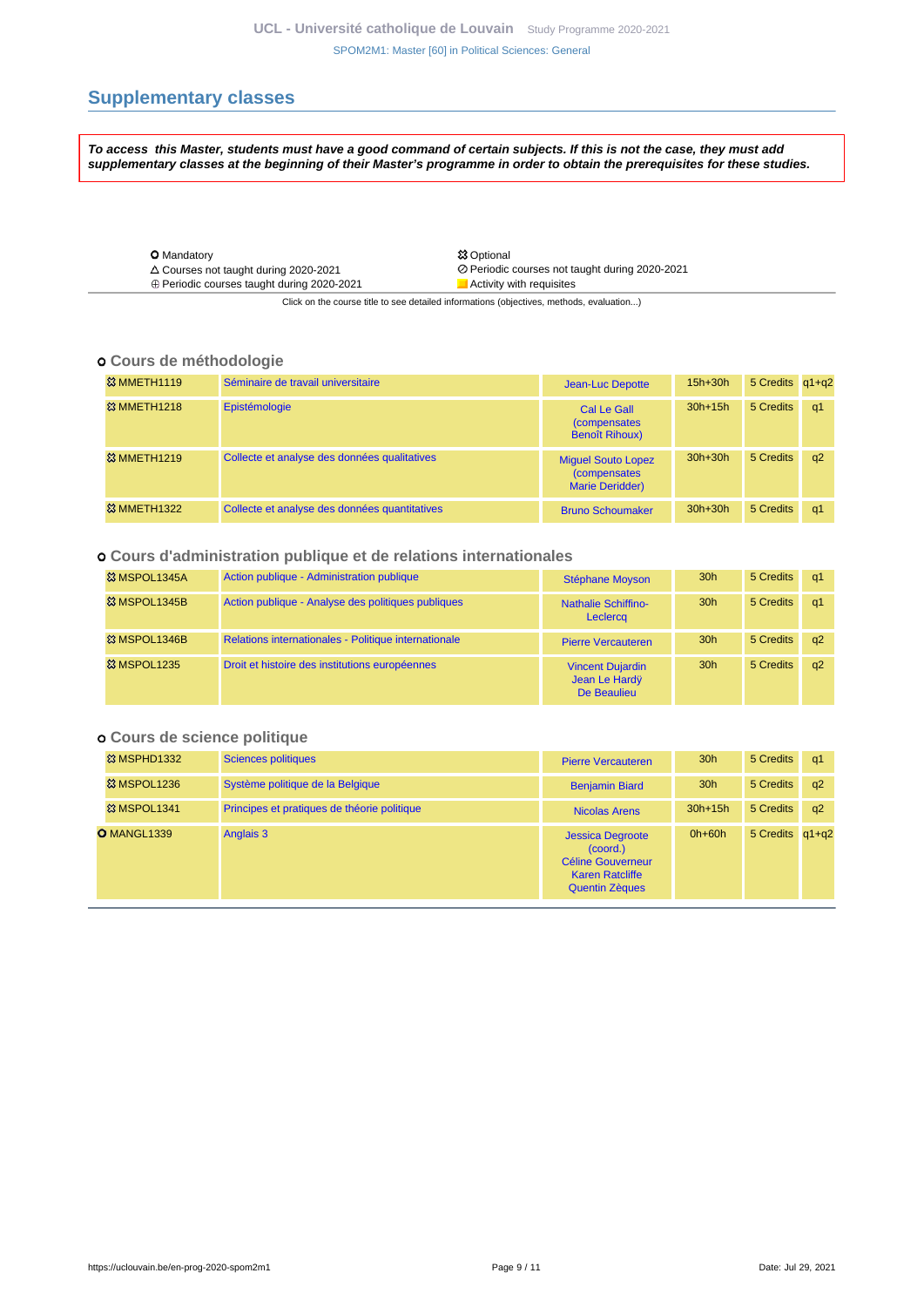## Supplementary classes

***To access this Master, students must have a good command of certain subjects. If this is not the case, they must add supplementary classes at the beginning of their Master's programme in order to obtain the prerequisites for these studies.***

| | |
|---|---|
| ⭘ Mandatory | ⯐ Optional |
| △ Courses not taught during 2020-2021 | ⊘ Periodic courses not taught during 2020-2021 |
| ⊕ Periodic courses taught during 2020-2021 | Activity with requisites |

Click on the course title to see detailed informations (objectives, methods, evaluation...)

### ⭘ Cours de méthodologie

| Code | Title | Teacher(s) | Hours | Credits | Term |
|---|---|---|---|---|---|
| ⯐ MMETH1119 | Séminaire de travail universitaire | Jean-Luc Depotte | 15h+30h | 5 Credits | q1+q2 |
| ⯐ MMETH1218 | Epistémologie | Cal Le Gall (compensates Benoît Rihoux) | 30h+15h | 5 Credits | q1 |
| ⯐ MMETH1219 | Collecte et analyse des données qualitatives | Miguel Souto Lopez (compensates Marie Deridder) | 30h+30h | 5 Credits | q2 |
| ⯐ MMETH1322 | Collecte et analyse des données quantitatives | Bruno Schoumaker | 30h+30h | 5 Credits | q1 |

### ⭘ Cours d'administration publique et de relations internationales

| Code | Title | Teacher(s) | Hours | Credits | Term |
|---|---|---|---|---|---|
| ⯐ MSPOL1345A | Action publique - Administration publique | Stéphane Moyson | 30h | 5 Credits | q1 |
| ⯐ MSPOL1345B | Action publique - Analyse des politiques publiques | Nathalie Schiffino-Leclercq | 30h | 5 Credits | q1 |
| ⯐ MSPOL1346B | Relations internationales - Politique internationale | Pierre Vercauteren | 30h | 5 Credits | q2 |
| ⯐ MSPOL1235 | Droit et histoire des institutions européennes | Vincent Dujardin, Jean Le Hardÿ De Beaulieu | 30h | 5 Credits | q2 |

### ⭘ Cours de science politique

| Code | Title | Teacher(s) | Hours | Credits | Term |
|---|---|---|---|---|---|
| ⯐ MSPHD1332 | Sciences politiques | Pierre Vercauteren | 30h | 5 Credits | q1 |
| ⯐ MSPOL1236 | Système politique de la Belgique | Benjamin Biard | 30h | 5 Credits | q2 |
| ⯐ MSPOL1341 | Principes et pratiques de théorie politique | Nicolas Arens | 30h+15h | 5 Credits | q2 |
| ⭘ MANGL1339 | Anglais 3 | Jessica Degroote (coord.), Céline Gouverneur, Karen Ratcliffe, Quentin Zèques | 0h+60h | 5 Credits | q1+q2 |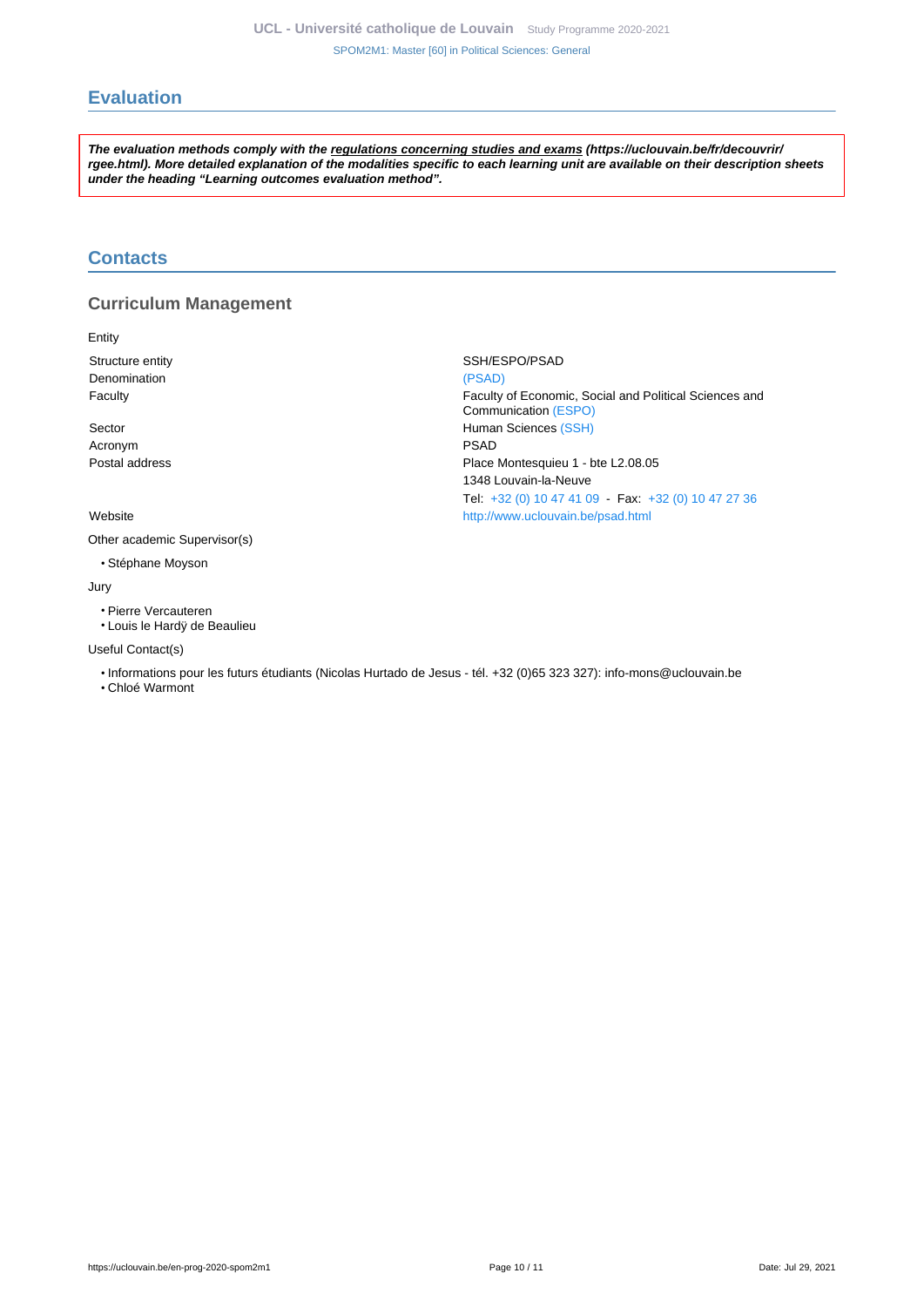## Evaluation

***The evaluation methods comply with the regulations concerning studies and exams (https://uclouvain.be/fr/decouvrir/rgee.html). More detailed explanation of the modalities specific to each learning unit are available on their description sheets under the heading "Learning outcomes evaluation method".***

## Contacts

### Curriculum Management

Entity

| | |
|---|---|
| Structure entity | SSH/ESPO/PSAD |
| Denomination | (PSAD) |
| Faculty | Faculty of Economic, Social and Political Sciences and Communication (ESPO) |
| Sector | Human Sciences (SSH) |
| Acronym | PSAD |
| Postal address | Place Montesquieu 1 - bte L2.08.05<br>1348 Louvain-la-Neuve<br>Tel: +32 (0) 10 47 41 09 - Fax: +32 (0) 10 47 27 36 |
| Website | http://www.uclouvain.be/psad.html |

Other academic Supervisor(s)

- Stéphane Moyson

Jury

- Pierre Vercauteren
- Louis le Hardÿ de Beaulieu

Useful Contact(s)

- Informations pour les futurs étudiants (Nicolas Hurtado de Jesus - tél. +32 (0)65 323 327): info-mons@uclouvain.be
- Chloé Warmont